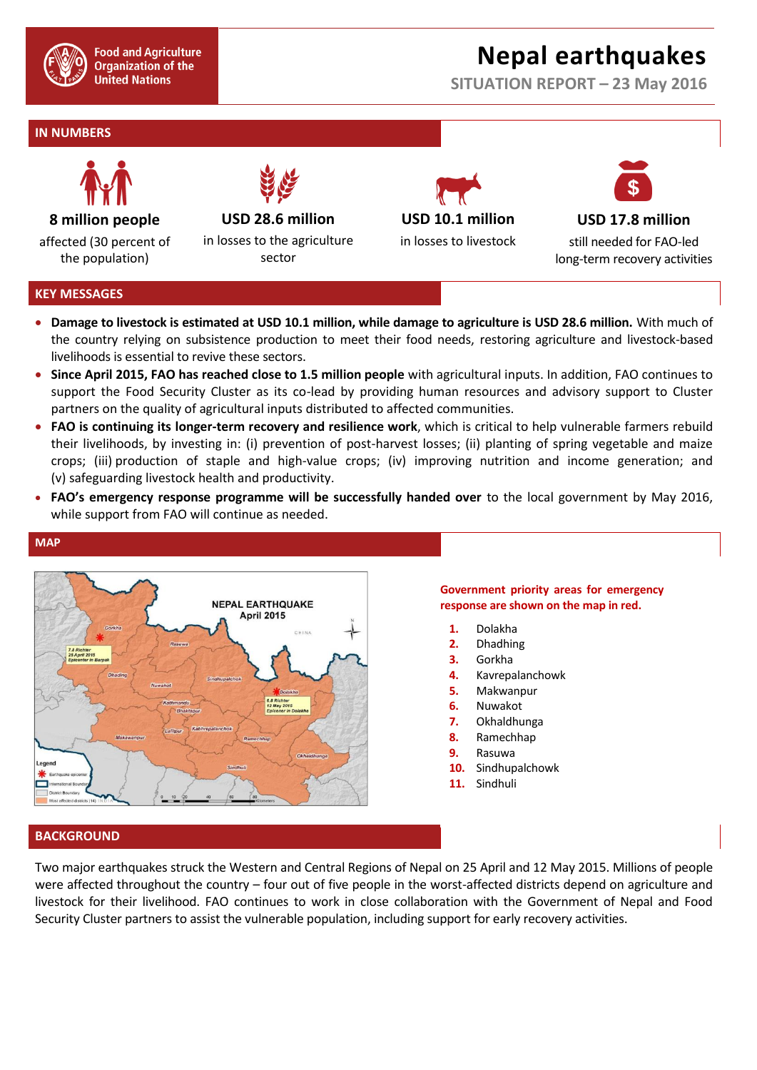Food and Agriculture Organization of the United Nations

# Nepal earthquakes

## SITUATION REPORT – 23 May 2016

## IN NUMBERS

**8 million people**
affected (30 percent of the population)

**USD 28.6 million**
in losses to the agriculture sector

**USD 10.1 million**
in losses to livestock

**USD 17.8 million**
still needed for FAO-led long-term recovery activities

## KEY MESSAGES

- **Damage to livestock is estimated at USD 10.1 million, while damage to agriculture is USD 28.6 million.** With much of the country relying on subsistence production to meet their food needs, restoring agriculture and livestock-based livelihoods is essential to revive these sectors.
- **Since April 2015, FAO has reached close to 1.5 million people** with agricultural inputs. In addition, FAO continues to support the Food Security Cluster as its co-lead by providing human resources and advisory support to Cluster partners on the quality of agricultural inputs distributed to affected communities.
- **FAO is continuing its longer-term recovery and resilience work**, which is critical to help vulnerable farmers rebuild their livelihoods, by investing in: (i) prevention of post-harvest losses; (ii) planting of spring vegetable and maize crops; (iii) production of staple and high-value crops; (iv) improving nutrition and income generation; and (v) safeguarding livestock health and productivity.
- **FAO's emergency response programme will be successfully handed over** to the local government by May 2016, while support from FAO will continue as needed.

## MAP

**Government priority areas for emergency response are shown on the map in red.**

1. Dolakha
2. Dhadhing
3. Gorkha
4. Kavrepalanchowk
5. Makwanpur
6. Nuwakot
7. Okhaldhunga
8. Ramechhap
9. Rasuwa
10. Sindhupalchowk
11. Sindhuli

## BACKGROUND

Two major earthquakes struck the Western and Central Regions of Nepal on 25 April and 12 May 2015. Millions of people were affected throughout the country – four out of five people in the worst-affected districts depend on agriculture and livestock for their livelihood. FAO continues to work in close collaboration with the Government of Nepal and Food Security Cluster partners to assist the vulnerable population, including support for early recovery activities.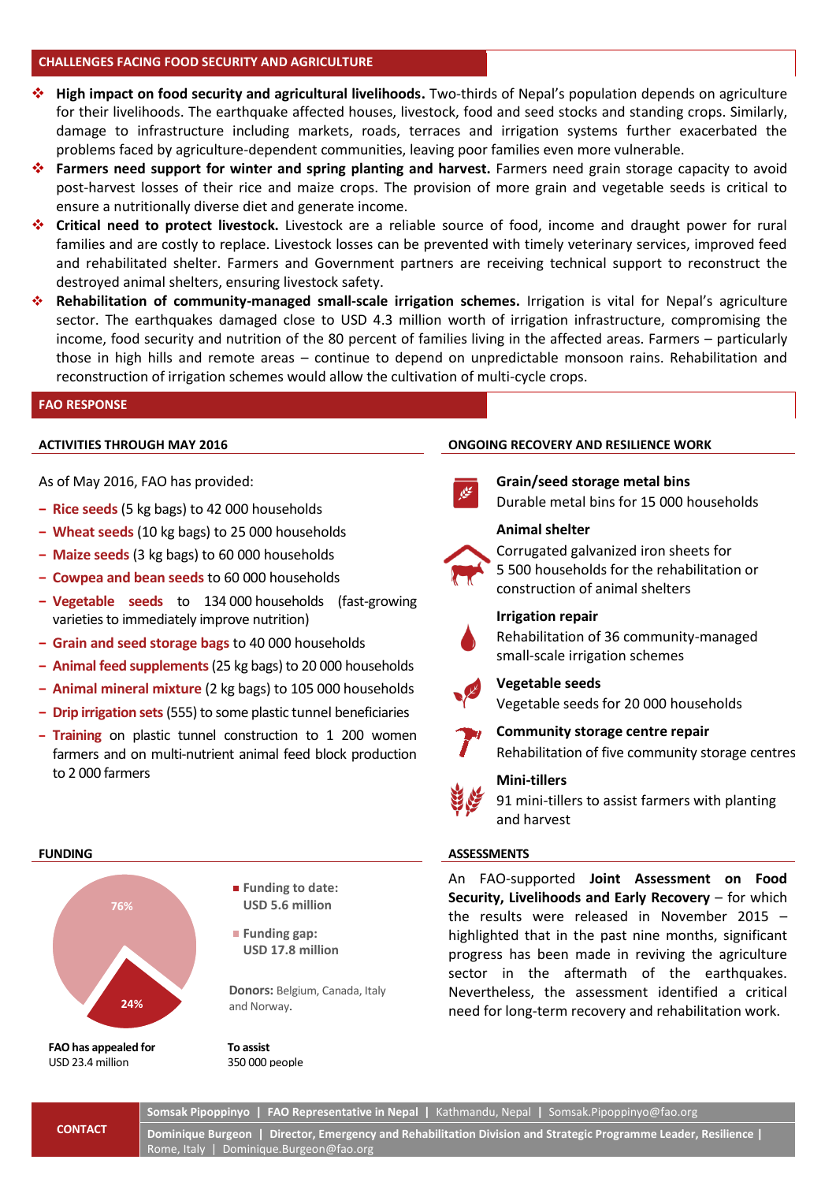## CHALLENGES FACING FOOD SECURITY AND AGRICULTURE

- **High impact on food security and agricultural livelihoods.** Two-thirds of Nepal's population depends on agriculture for their livelihoods. The earthquake affected houses, livestock, food and seed stocks and standing crops. Similarly, damage to infrastructure including markets, roads, terraces and irrigation systems further exacerbated the problems faced by agriculture-dependent communities, leaving poor families even more vulnerable.
- **Farmers need support for winter and spring planting and harvest.** Farmers need grain storage capacity to avoid post-harvest losses of their rice and maize crops. The provision of more grain and vegetable seeds is critical to ensure a nutritionally diverse diet and generate income.
- **Critical need to protect livestock.** Livestock are a reliable source of food, income and draught power for rural families and are costly to replace. Livestock losses can be prevented with timely veterinary services, improved feed and rehabilitated shelter. Farmers and Government partners are receiving technical support to reconstruct the destroyed animal shelters, ensuring livestock safety.
- **Rehabilitation of community-managed small-scale irrigation schemes.** Irrigation is vital for Nepal's agriculture sector. The earthquakes damaged close to USD 4.3 million worth of irrigation infrastructure, compromising the income, food security and nutrition of the 80 percent of families living in the affected areas. Farmers – particularly those in high hills and remote areas – continue to depend on unpredictable monsoon rains. Rehabilitation and reconstruction of irrigation schemes would allow the cultivation of multi-cycle crops.

## FAO RESPONSE

### ACTIVITIES THROUGH MAY 2016

As of May 2016, FAO has provided:

- **Rice seeds** (5 kg bags) to 42 000 households
- **Wheat seeds** (10 kg bags) to 25 000 households
- **Maize seeds** (3 kg bags) to 60 000 households
- **Cowpea and bean seeds** to 60 000 households
- **Vegetable seeds** to 134 000 households (fast-growing varieties to immediately improve nutrition)
- **Grain and seed storage bags** to 40 000 households
- **Animal feed supplements** (25 kg bags) to 20 000 households
- **Animal mineral mixture** (2 kg bags) to 105 000 households
- **Drip irrigation sets** (555) to some plastic tunnel beneficiaries
- **Training** on plastic tunnel construction to 1 200 women farmers and on multi-nutrient animal feed block production to 2 000 farmers

### ONGOING RECOVERY AND RESILIENCE WORK

**Grain/seed storage metal bins**
Durable metal bins for 15 000 households

**Animal shelter**
Corrugated galvanized iron sheets for 5 500 households for the rehabilitation or construction of animal shelters

**Irrigation repair**
Rehabilitation of 36 community-managed small-scale irrigation schemes

**Vegetable seeds**
Vegetable seeds for 20 000 households

**Community storage centre repair**
Rehabilitation of five community storage centres

**Mini-tillers**
91 mini-tillers to assist farmers with planting and harvest

### FUNDING

76%

24%

**Funding to date:** USD 5.6 million

**Funding gap:** USD 17.8 million

**Donors:** Belgium, Canada, Italy and Norway.

**FAO has appealed for**
USD 23.4 million

**To assist**
350 000 people

### ASSESSMENTS

An FAO-supported **Joint Assessment on Food Security, Livelihoods and Early Recovery** – for which the results were released in November 2015 – highlighted that in the past nine months, significant progress has been made in reviving the agriculture sector in the aftermath of the earthquakes. Nevertheless, the assessment identified a critical need for long-term recovery and rehabilitation work.

### CONTACT

**Somsak Pipoppinyo** | **FAO Representative in Nepal** | Kathmandu, Nepal | Somsak.Pipoppinyo@fao.org

**Dominique Burgeon** | **Director, Emergency and Rehabilitation Division and Strategic Programme Leader, Resilience** | Rome, Italy | Dominique.Burgeon@fao.org